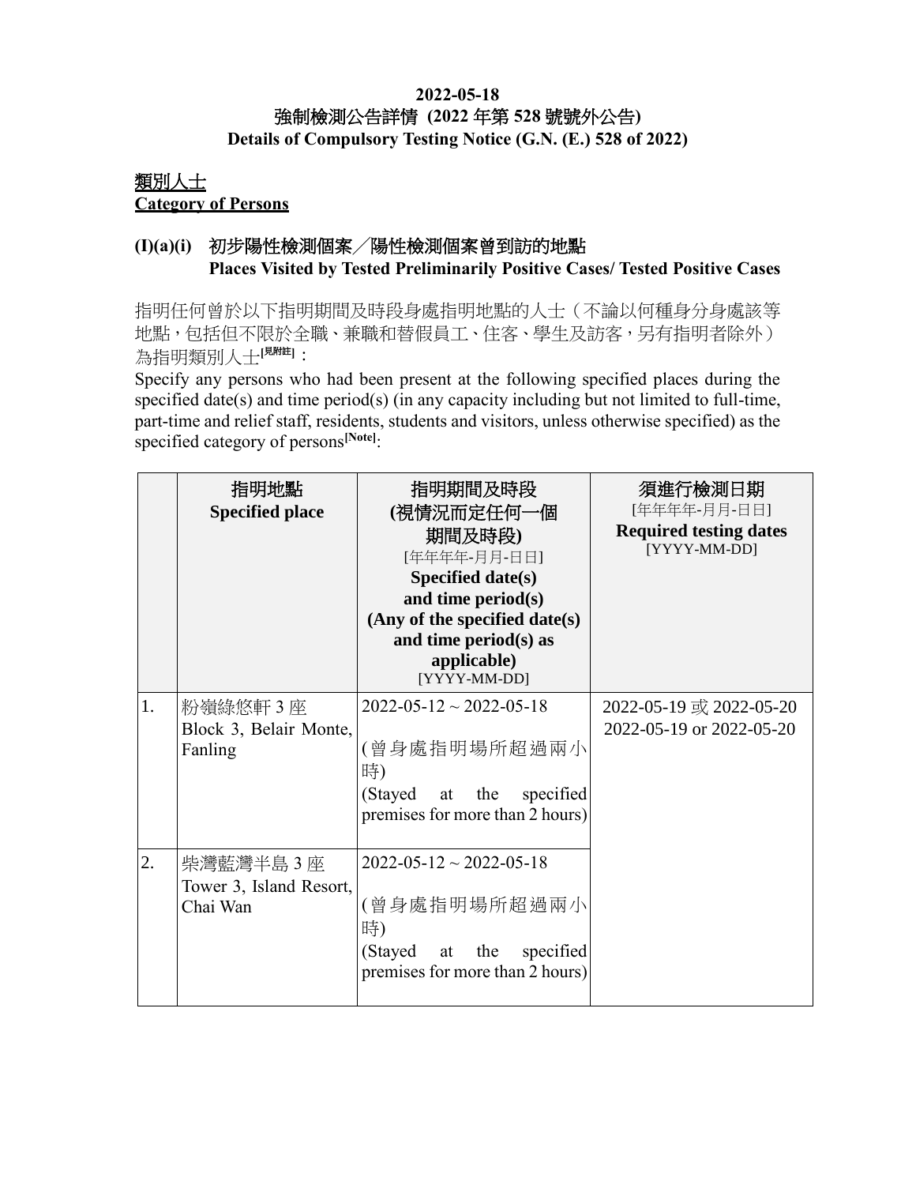**2022-05-18**
**強制檢測公告詳情 (2022 年第 528 號號外公告)**
**Details of Compulsory Testing Notice (G.N. (E.) 528 of 2022)**

**類別人士**
**Category of Persons**

**(I)(a)(i) 初步陽性檢測個案／陽性檢測個案曾到訪的地點**
**Places Visited by Tested Preliminarily Positive Cases/ Tested Positive Cases**

指明任何曾於以下指明期間及時段身處指明地點的人士（不論以何種身分身處該等地點，包括但不限於全職、兼職和替假員工、住客、學生及訪客，另有指明者除外）為指明類別人士[見附註]：

Specify any persons who had been present at the following specified places during the specified date(s) and time period(s) (in any capacity including but not limited to full-time, part-time and relief staff, residents, students and visitors, unless otherwise specified) as the specified category of persons[Note]:

| | 指明地點<br>**Specified place** | 指明期間及時段<br>(視情況而定任何一個期間及時段)<br>[年年年年-月月-日日]<br>**Specified date(s) and time period(s) (Any of the specified date(s) and time period(s) as applicable)**<br>[YYYY-MM-DD] | 須進行檢測日期<br>[年年年年-月月-日日]<br>**Required testing dates**<br>[YYYY-MM-DD] |
|---|---|---|---|
| 1. | 粉嶺綠悠軒 3 座<br>Block 3, Belair Monte, Fanling | 2022-05-12 ~ 2022-05-18<br>(曾身處指明場所超過兩小時)<br>(Stayed at the specified premises for more than 2 hours) | 2022-05-19 或 2022-05-20<br>2022-05-19 or 2022-05-20 |
| 2. | 柴灣藍灣半島 3 座<br>Tower 3, Island Resort, Chai Wan | 2022-05-12 ~ 2022-05-18<br>(曾身處指明場所超過兩小時)<br>(Stayed at the specified premises for more than 2 hours) | |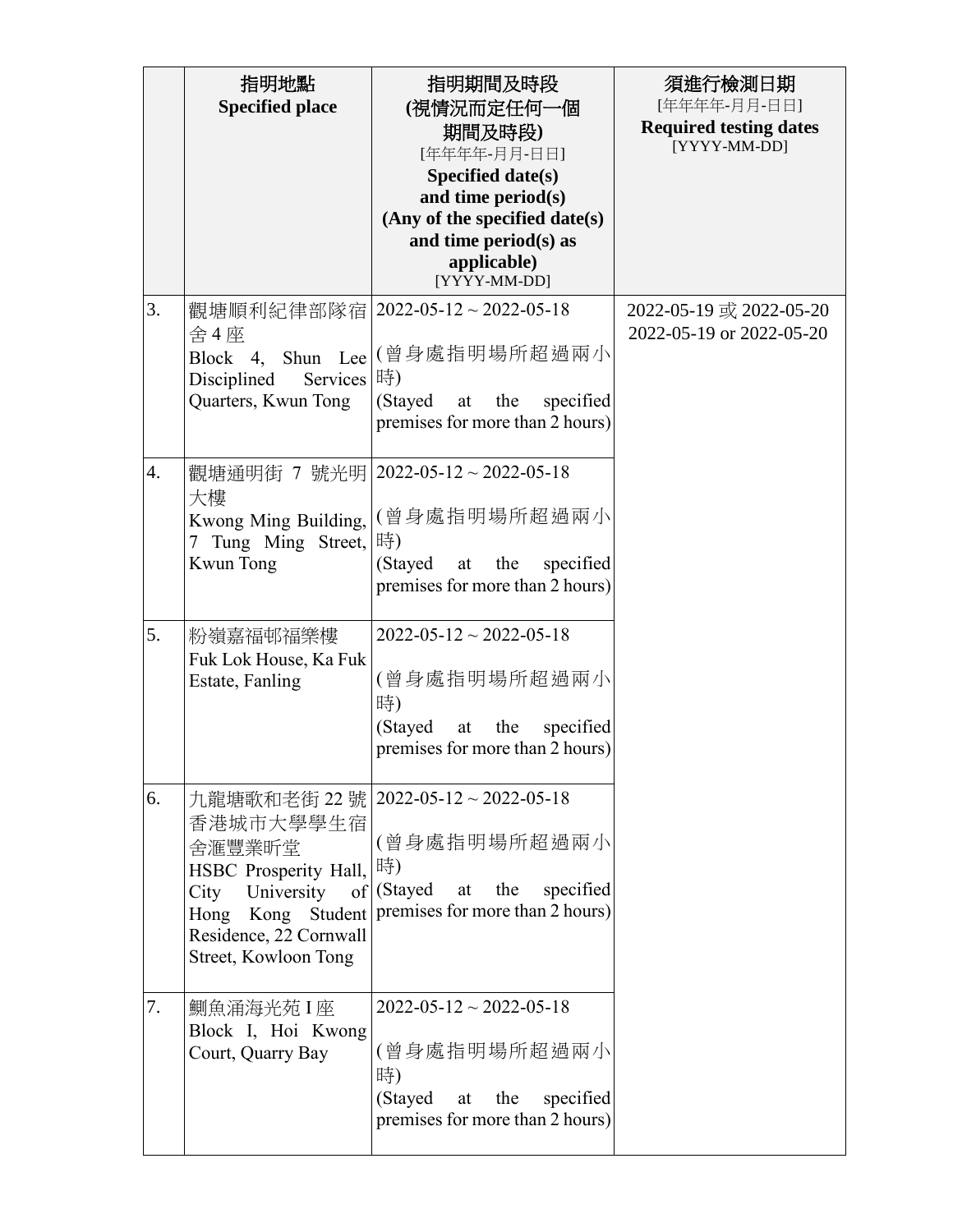| | 指明地點<br>**Specified place** | 指明期間及時段<br>**(視情況而定任何一個期間及時段)**<br>[年年年年-月月-日日]<br>**Specified date(s) and time period(s) (Any of the specified date(s) and time period(s) as applicable)**<br>[YYYY-MM-DD] | 須進行檢測日期<br>[年年年年-月月-日日]<br>**Required testing dates**<br>[YYYY-MM-DD] |
|---|---|---|---|
| 3. | 觀塘順利紀律部隊宿舍 4 座<br>Block 4, Shun Lee Disciplined Services Quarters, Kwun Tong | 2022-05-12 ~ 2022-05-18<br>(曾身處指明場所超過兩小時)<br>(Stayed at the specified premises for more than 2 hours) | 2022-05-19 或 2022-05-20<br>2022-05-19 or 2022-05-20 |
| 4. | 觀塘通明街 7 號光明大樓<br>Kwong Ming Building, 7 Tung Ming Street, Kwun Tong | 2022-05-12 ~ 2022-05-18<br>(曾身處指明場所超過兩小時)<br>(Stayed at the specified premises for more than 2 hours) | |
| 5. | 粉嶺嘉福邨福樂樓<br>Fuk Lok House, Ka Fuk Estate, Fanling | 2022-05-12 ~ 2022-05-18<br>(曾身處指明場所超過兩小時)<br>(Stayed at the specified premises for more than 2 hours) | |
| 6. | 九龍塘歌和老街 22 號香港城市大學學生宿舍滙豐業昕堂<br>HSBC Prosperity Hall, City University of Hong Kong Student Residence, 22 Cornwall Street, Kowloon Tong | 2022-05-12 ~ 2022-05-18<br>(曾身處指明場所超過兩小時)<br>(Stayed at the specified premises for more than 2 hours) | |
| 7. | 鰂魚涌海光苑 I 座<br>Block I, Hoi Kwong Court, Quarry Bay | 2022-05-12 ~ 2022-05-18<br>(曾身處指明場所超過兩小時)<br>(Stayed at the specified premises for more than 2 hours) | |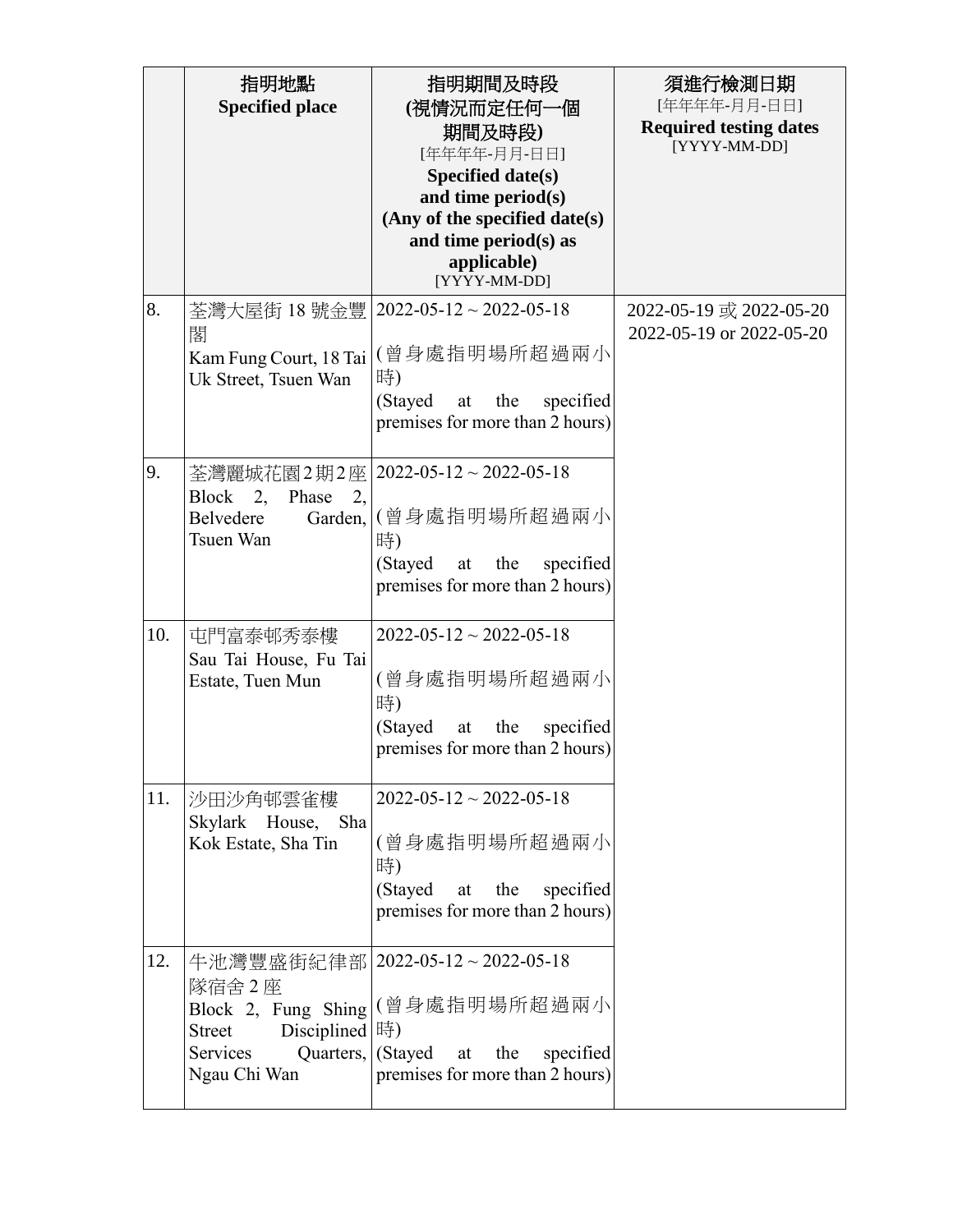| | 指明地點<br>**Specified place** | 指明期間及時段<br>**(視情況而定任何一個期間及時段)**<br>[年年年年-月月-日日]<br>**Specified date(s) and time period(s) (Any of the specified date(s) and time period(s) as applicable)**<br>[YYYY-MM-DD] | 須進行檢測日期<br>[年年年年-月月-日日]<br>**Required testing dates**<br>[YYYY-MM-DD] |
|---|---|---|---|
| 8. | 荃灣大屋街 18 號金豐閣<br>Kam Fung Court, 18 Tai Uk Street, Tsuen Wan | 2022-05-12 ~ 2022-05-18<br><br>(曾身處指明場所超過兩小時)<br>(Stayed at the specified premises for more than 2 hours) | 2022-05-19 或 2022-05-20<br>2022-05-19 or 2022-05-20 |
| 9. | 荃灣麗城花園2期2座<br>Block 2, Phase 2, Belvedere Garden, Tsuen Wan | 2022-05-12 ~ 2022-05-18<br><br>(曾身處指明場所超過兩小時)<br>(Stayed at the specified premises for more than 2 hours) | |
| 10. | 屯門富泰邨秀泰樓<br>Sau Tai House, Fu Tai Estate, Tuen Mun | 2022-05-12 ~ 2022-05-18<br><br>(曾身處指明場所超過兩小時)<br>(Stayed at the specified premises for more than 2 hours) | |
| 11. | 沙田沙角邨雲雀樓<br>Skylark House, Sha Kok Estate, Sha Tin | 2022-05-12 ~ 2022-05-18<br><br>(曾身處指明場所超過兩小時)<br>(Stayed at the specified premises for more than 2 hours) | |
| 12. | 牛池灣豐盛街紀律部隊宿舍 2 座<br>Block 2, Fung Shing Street Disciplined Services Quarters, Ngau Chi Wan | 2022-05-12 ~ 2022-05-18<br><br>(曾身處指明場所超過兩小時)<br>(Stayed at the specified premises for more than 2 hours) | |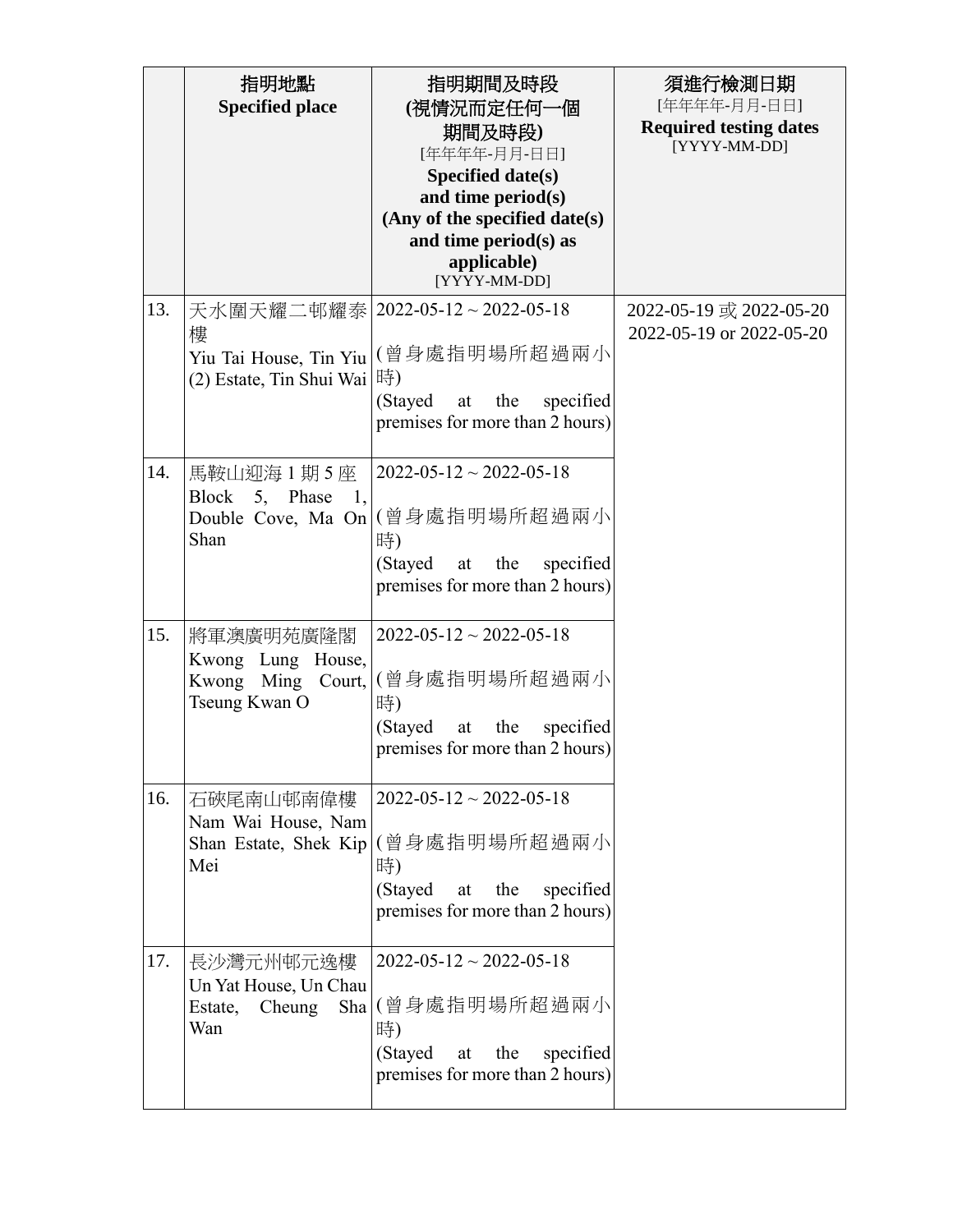| | 指明地點<br>**Specified place** | 指明期間及時段<br>**(視情況而定任何一個期間及時段)**<br>[年年年年-月月-日日]<br>**Specified date(s) and time period(s) (Any of the specified date(s) and time period(s) as applicable)**<br>[YYYY-MM-DD] | 須進行檢測日期<br>[年年年年-月月-日日]<br>**Required testing dates**<br>[YYYY-MM-DD] |
|---|---|---|---|
| 13. | 天水圍天耀二邨耀泰樓<br>Yiu Tai House, Tin Yiu (2) Estate, Tin Shui Wai | 2022-05-12 ~ 2022-05-18<br><br>(曾身處指明場所超過兩小時)<br>(Stayed at the specified premises for more than 2 hours) | 2022-05-19 或 2022-05-20<br>2022-05-19 or 2022-05-20 |
| 14. | 馬鞍山迎海 1 期 5 座<br>Block 5, Phase 1, Double Cove, Ma On Shan | 2022-05-12 ~ 2022-05-18<br><br>(曾身處指明場所超過兩小時)<br>(Stayed at the specified premises for more than 2 hours) | |
| 15. | 將軍澳廣明苑廣隆閣<br>Kwong Lung House, Kwong Ming Court, Tseung Kwan O | 2022-05-12 ~ 2022-05-18<br><br>(曾身處指明場所超過兩小時)<br>(Stayed at the specified premises for more than 2 hours) | |
| 16. | 石硤尾南山邨南偉樓<br>Nam Wai House, Nam Shan Estate, Shek Kip Mei | 2022-05-12 ~ 2022-05-18<br><br>(曾身處指明場所超過兩小時)<br>(Stayed at the specified premises for more than 2 hours) | |
| 17. | 長沙灣元州邨元逸樓<br>Un Yat House, Un Chau Estate, Cheung Sha Wan | 2022-05-12 ~ 2022-05-18<br><br>(曾身處指明場所超過兩小時)<br>(Stayed at the specified premises for more than 2 hours) | |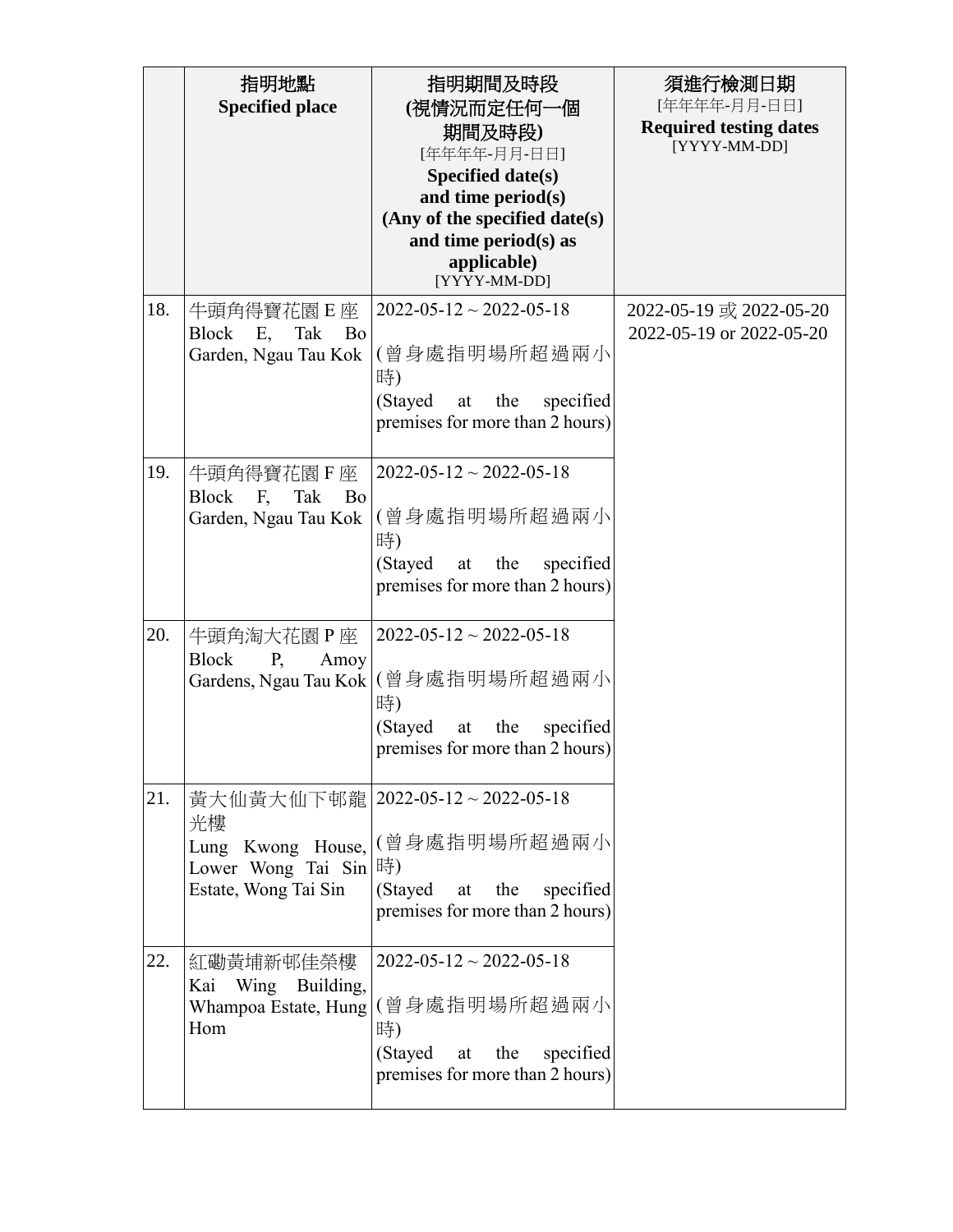| | 指明地點<br>**Specified place** | 指明期間及時段<br>**(視情況而定任何一個期間及時段)**<br>[年年年年-月月-日日]<br>**Specified date(s) and time period(s) (Any of the specified date(s) and time period(s) as applicable)**<br>[YYYY-MM-DD] | 須進行檢測日期<br>[年年年年-月月-日日]<br>**Required testing dates**<br>[YYYY-MM-DD] |
|---|---|---|---|
| 18. | 牛頭角得寶花園 E 座<br>Block E, Tak Bo Garden, Ngau Tau Kok | 2022-05-12 ~ 2022-05-18<br>(曾身處指明場所超過兩小時)<br>(Stayed at the specified premises for more than 2 hours) | 2022-05-19 或 2022-05-20<br>2022-05-19 or 2022-05-20 |
| 19. | 牛頭角得寶花園 F 座<br>Block F, Tak Bo Garden, Ngau Tau Kok | 2022-05-12 ~ 2022-05-18<br>(曾身處指明場所超過兩小時)<br>(Stayed at the specified premises for more than 2 hours) | |
| 20. | 牛頭角淘大花園 P 座<br>Block P, Amoy Gardens, Ngau Tau Kok | 2022-05-12 ~ 2022-05-18<br>(曾身處指明場所超過兩小時)<br>(Stayed at the specified premises for more than 2 hours) | |
| 21. | 黃大仙黃大仙下邨龍光樓<br>Lung Kwong House, Lower Wong Tai Sin Estate, Wong Tai Sin | 2022-05-12 ~ 2022-05-18<br>(曾身處指明場所超過兩小時)<br>(Stayed at the specified premises for more than 2 hours) | |
| 22. | 紅磡黃埔新邨佳榮樓<br>Kai Wing Building, Whampoa Estate, Hung Hom | 2022-05-12 ~ 2022-05-18<br>(曾身處指明場所超過兩小時)<br>(Stayed at the specified premises for more than 2 hours) | |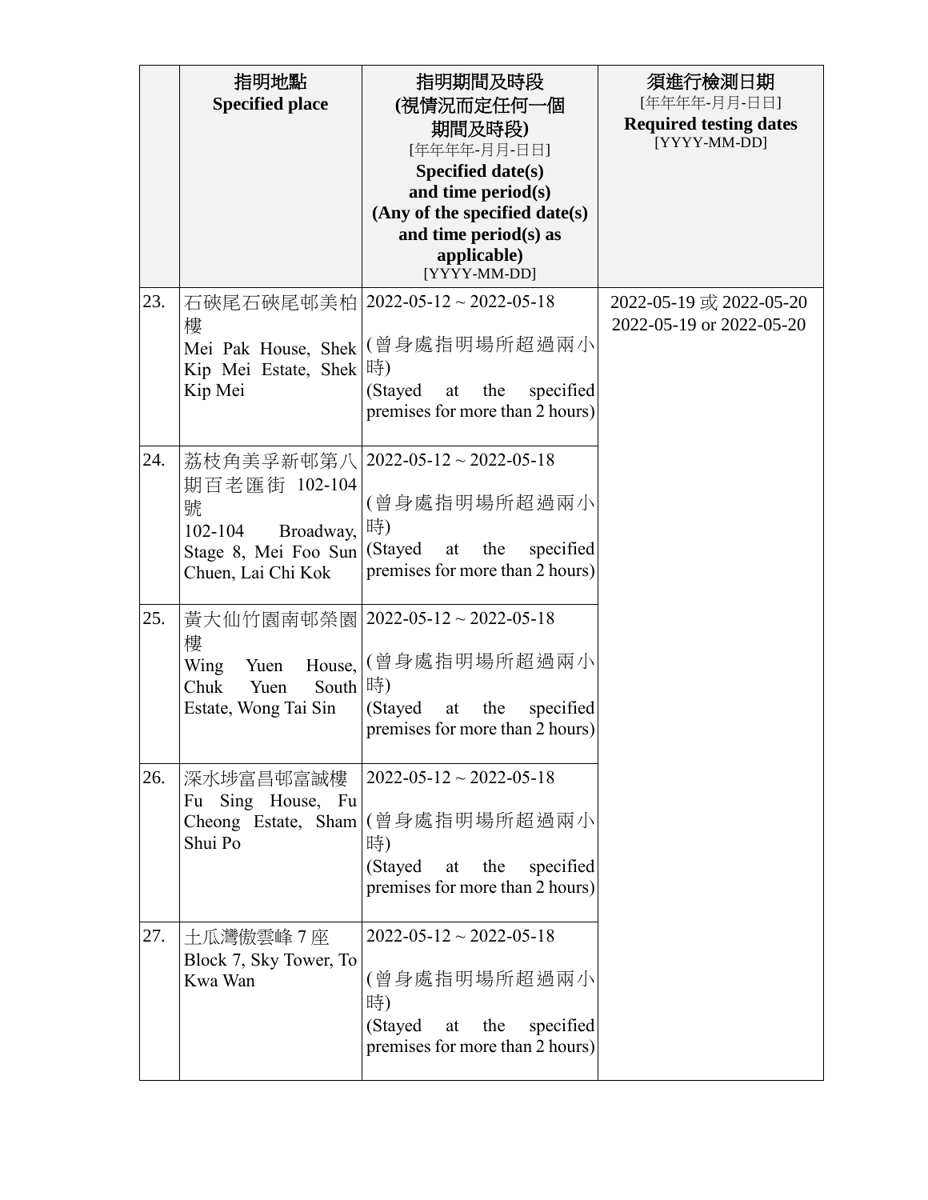| | 指明地點<br>**Specified place** | 指明期間及時段<br>**(視情況而定任何一個期間及時段)**<br>[年年年年-月月-日日]<br>**Specified date(s) and time period(s) (Any of the specified date(s) and time period(s) as applicable)**<br>[YYYY-MM-DD] | 須進行檢測日期<br>[年年年年-月月-日日]<br>**Required testing dates**<br>[YYYY-MM-DD] |
|---|---|---|---|
| 23. | 石硤尾石硤尾邨美柏樓<br>Mei Pak House, Shek Kip Mei Estate, Shek Kip Mei | 2022-05-12 ~ 2022-05-18<br><br>(曾身處指明場所超過兩小時)<br>(Stayed at the specified premises for more than 2 hours) | 2022-05-19 或 2022-05-20<br>2022-05-19 or 2022-05-20 |
| 24. | 荔枝角美孚新邨第八期百老匯街 102-104 號<br>102-104 Broadway, Stage 8, Mei Foo Sun Chuen, Lai Chi Kok | 2022-05-12 ~ 2022-05-18<br><br>(曾身處指明場所超過兩小時)<br>(Stayed at the specified premises for more than 2 hours) | |
| 25. | 黃大仙竹園南邨榮園樓<br>Wing Yuen House, Chuk Yuen South Estate, Wong Tai Sin | 2022-05-12 ~ 2022-05-18<br><br>(曾身處指明場所超過兩小時)<br>(Stayed at the specified premises for more than 2 hours) | |
| 26. | 深水埗富昌邨富誠樓<br>Fu Sing House, Fu Cheong Estate, Sham Shui Po | 2022-05-12 ~ 2022-05-18<br><br>(曾身處指明場所超過兩小時)<br>(Stayed at the specified premises for more than 2 hours) | |
| 27. | 土瓜灣傲雲峰 7 座<br>Block 7, Sky Tower, To Kwa Wan | 2022-05-12 ~ 2022-05-18<br><br>(曾身處指明場所超過兩小時)<br>(Stayed at the specified premises for more than 2 hours) | |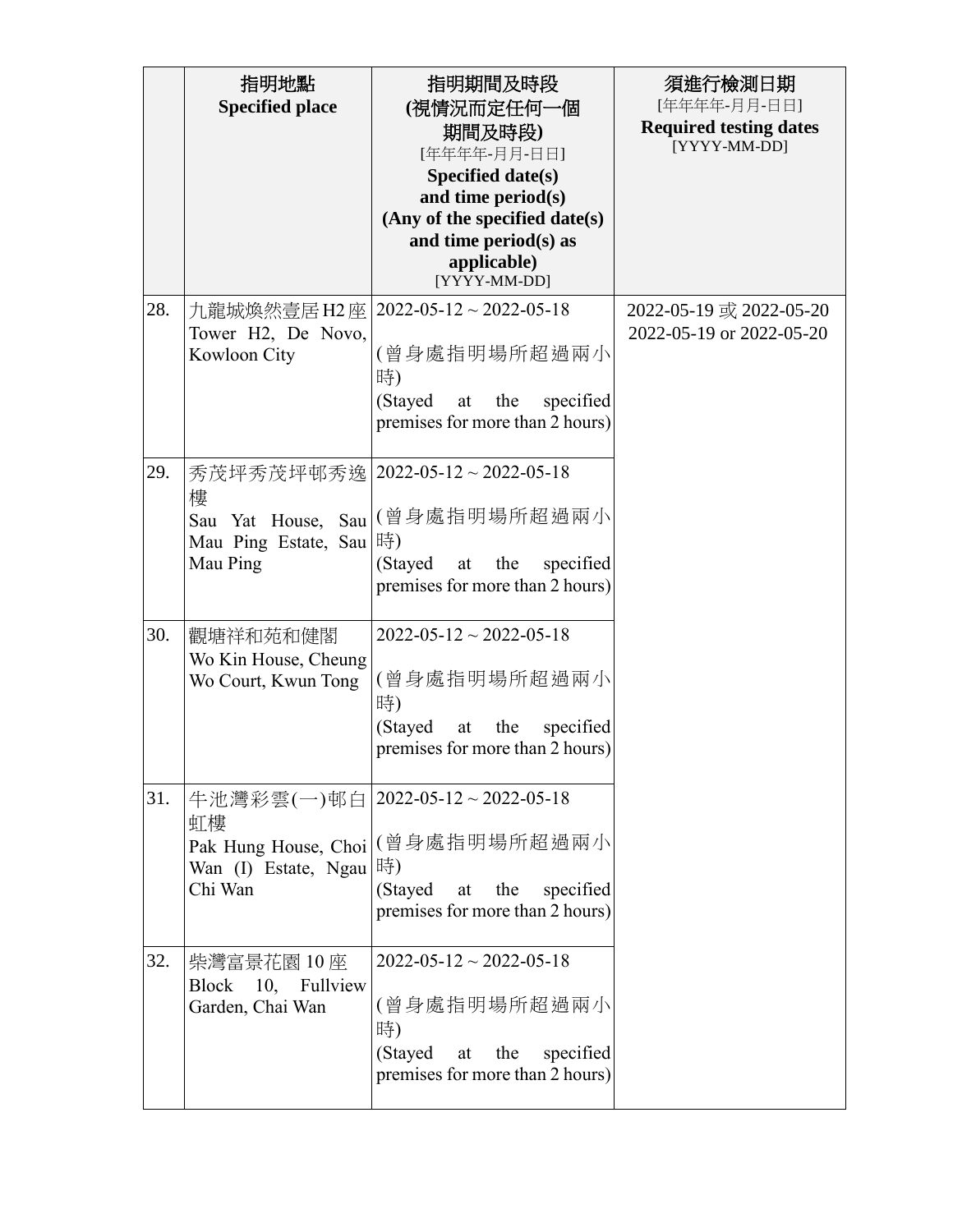| | 指明地點<br>**Specified place** | 指明期間及時段<br>**(視情況而定任何一個期間及時段)**<br>[年年年年-月月-日日]<br>**Specified date(s) and time period(s) (Any of the specified date(s) and time period(s) as applicable)**<br>[YYYY-MM-DD] | 須進行檢測日期<br>[年年年年-月月-日日]<br>**Required testing dates**<br>[YYYY-MM-DD] |
|---|---|---|---|
| 28. | 九龍城煥然壹居 H2 座<br>Tower H2, De Novo, Kowloon City | 2022-05-12 ~ 2022-05-18<br><br>(曾身處指明場所超過兩小時)<br>(Stayed at the specified premises for more than 2 hours) | 2022-05-19 或 2022-05-20<br>2022-05-19 or 2022-05-20 |
| 29. | 秀茂坪秀茂坪邨秀逸樓<br>Sau Yat House, Sau Mau Ping Estate, Sau Mau Ping | 2022-05-12 ~ 2022-05-18<br><br>(曾身處指明場所超過兩小時)<br>(Stayed at the specified premises for more than 2 hours) | |
| 30. | 觀塘祥和苑和健閣<br>Wo Kin House, Cheung Wo Court, Kwun Tong | 2022-05-12 ~ 2022-05-18<br><br>(曾身處指明場所超過兩小時)<br>(Stayed at the specified premises for more than 2 hours) | |
| 31. | 牛池灣彩雲(一)邨白虹樓<br>Pak Hung House, Choi Wan (I) Estate, Ngau Chi Wan | 2022-05-12 ~ 2022-05-18<br><br>(曾身處指明場所超過兩小時)<br>(Stayed at the specified premises for more than 2 hours) | |
| 32. | 柴灣富景花園 10 座<br>Block 10, Fullview Garden, Chai Wan | 2022-05-12 ~ 2022-05-18<br><br>(曾身處指明場所超過兩小時)<br>(Stayed at the specified premises for more than 2 hours) | |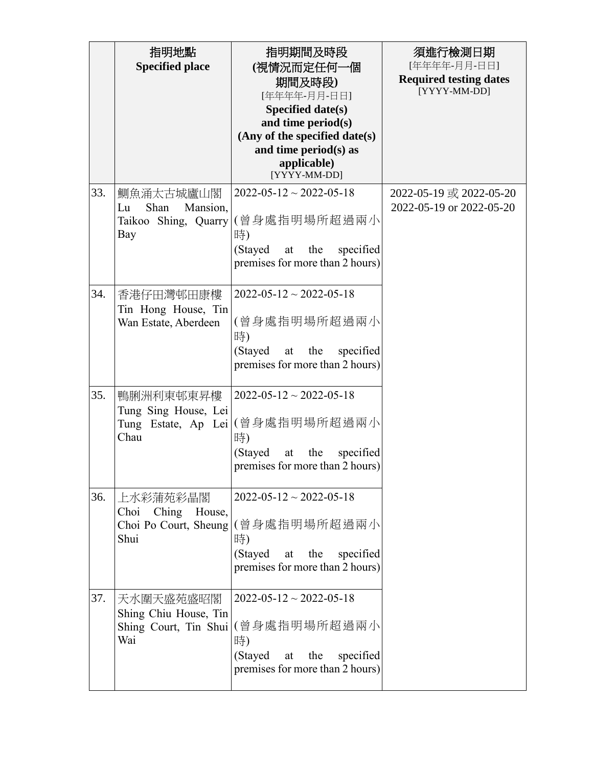| | 指明地點<br>**Specified place** | 指明期間及時段<br>**(視情況而定任何一個期間及時段)**<br>[年年年年-月月-日日]<br>**Specified date(s) and time period(s) (Any of the specified date(s) and time period(s) as applicable)**<br>[YYYY-MM-DD] | 須進行檢測日期<br>[年年年年-月月-日日]<br>**Required testing dates**<br>[YYYY-MM-DD] |
|---|---|---|---|
| 33. | 鰂魚涌太古城廬山閣<br>Lu Shan Mansion, Taikoo Shing, Quarry Bay | 2022-05-12 ~ 2022-05-18<br>(曾身處指明場所超過兩小時)<br>(Stayed at the specified premises for more than 2 hours) | 2022-05-19 或 2022-05-20<br>2022-05-19 or 2022-05-20 |
| 34. | 香港仔田灣邨田康樓<br>Tin Hong House, Tin Wan Estate, Aberdeen | 2022-05-12 ~ 2022-05-18<br>(曾身處指明場所超過兩小時)<br>(Stayed at the specified premises for more than 2 hours) | |
| 35. | 鴨脷洲利東邨東昇樓<br>Tung Sing House, Lei Tung Estate, Ap Lei Chau | 2022-05-12 ~ 2022-05-18<br>(曾身處指明場所超過兩小時)<br>(Stayed at the specified premises for more than 2 hours) | |
| 36. | 上水彩蒲苑彩晶閣<br>Choi Ching House, Choi Po Court, Sheung Shui | 2022-05-12 ~ 2022-05-18<br>(曾身處指明場所超過兩小時)<br>(Stayed at the specified premises for more than 2 hours) | |
| 37. | 天水圍天盛苑盛昭閣<br>Shing Chiu House, Tin Shing Court, Tin Shui Wai | 2022-05-12 ~ 2022-05-18<br>(曾身處指明場所超過兩小時)<br>(Stayed at the specified premises for more than 2 hours) | |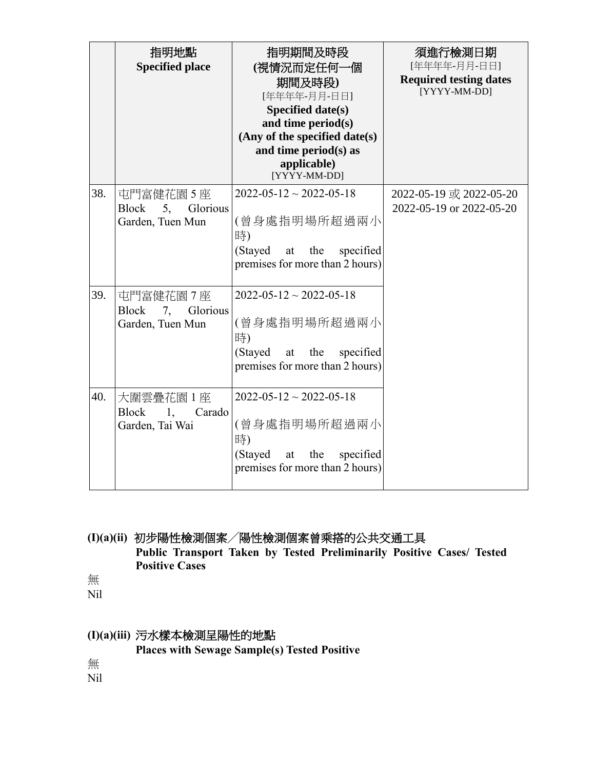| | 指明地點<br>**Specified place** | 指明期間及時段<br>**(視情況而定任何一個期間及時段)**<br>[年年年年-月月-日日]<br>**Specified date(s) and time period(s) (Any of the specified date(s) and time period(s) as applicable)**<br>[YYYY-MM-DD] | 須進行檢測日期<br>[年年年年-月月-日日]<br>**Required testing dates**<br>[YYYY-MM-DD] |
|---|---|---|---|
| 38. | 屯門富健花園 5 座<br>Block 5, Glorious Garden, Tuen Mun | 2022-05-12 ~ 2022-05-18<br><br>(曾身處指明場所超過兩小時)<br>(Stayed at the specified premises for more than 2 hours) | 2022-05-19 或 2022-05-20<br>2022-05-19 or 2022-05-20 |
| 39. | 屯門富健花園 7 座<br>Block 7, Glorious Garden, Tuen Mun | 2022-05-12 ~ 2022-05-18<br><br>(曾身處指明場所超過兩小時)<br>(Stayed at the specified premises for more than 2 hours) | |
| 40. | 大圍雲疊花園 1 座<br>Block 1, Carado Garden, Tai Wai | 2022-05-12 ~ 2022-05-18<br><br>(曾身處指明場所超過兩小時)<br>(Stayed at the specified premises for more than 2 hours) | |

### (I)(a)(ii) 初步陽性檢測個案╱陽性檢測個案曾乘搭的公共交通工具
**Public Transport Taken by Tested Preliminarily Positive Cases/ Tested Positive Cases**

無
Nil

### (I)(a)(iii) 污水樣本檢測呈陽性的地點
**Places with Sewage Sample(s) Tested Positive**

無
Nil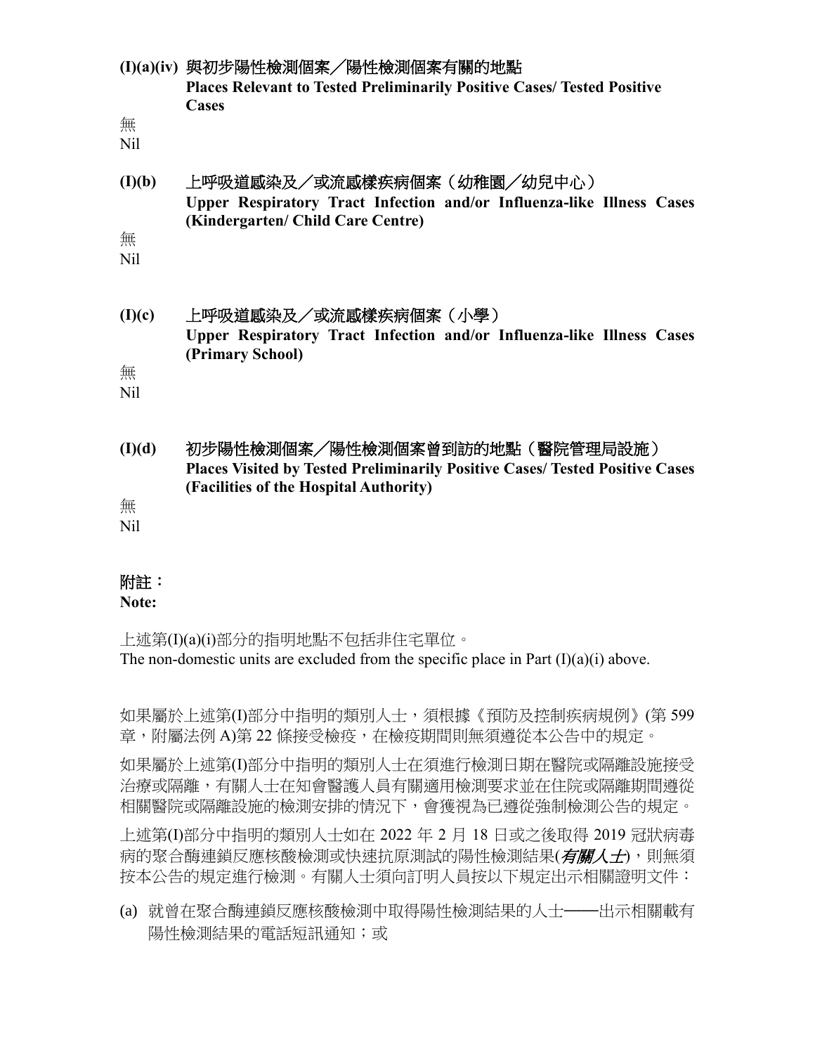**(I)(a)(iv) 與初步陽性檢測個案／陽性檢測個案有關的地點**
**Places Relevant to Tested Preliminarily Positive Cases/ Tested Positive Cases**

無
Nil

**(I)(b) 上呼吸道感染及／或流感樣疾病個案（幼稚園／幼兒中心）**
**Upper Respiratory Tract Infection and/or Influenza-like Illness Cases (Kindergarten/ Child Care Centre)**

無
Nil

**(I)(c) 上呼吸道感染及／或流感樣疾病個案（小學）**
**Upper Respiratory Tract Infection and/or Influenza-like Illness Cases (Primary School)**

無
Nil

**(I)(d) 初步陽性檢測個案／陽性檢測個案曾到訪的地點（醫院管理局設施）**
**Places Visited by Tested Preliminarily Positive Cases/ Tested Positive Cases (Facilities of the Hospital Authority)**

無
Nil

**附註：**
**Note:**

上述第(I)(a)(i)部分的指明地點不包括非住宅單位。
The non-domestic units are excluded from the specific place in Part (I)(a)(i) above.

如果屬於上述第(I)部分中指明的類別人士，須根據《預防及控制疾病規例》(第 599 章，附屬法例 A)第 22 條接受檢疫，在檢疫期間則無須遵從本公告中的規定。

如果屬於上述第(I)部分中指明的類別人士在須進行檢測日期在醫院或隔離設施接受治療或隔離，有關人士在知會醫護人員有關適用檢測要求並在住院或隔離期間遵從相關醫院或隔離設施的檢測安排的情況下，會獲視為已遵從強制檢測公告的規定。

上述第(I)部分中指明的類別人士如在 2022 年 2 月 18 日或之後取得 2019 冠狀病毒病的聚合酶連鎖反應核酸檢測或快速抗原測試的陽性檢測結果(***有關人士***)，則無須按本公告的規定進行檢測。有關人士須向訂明人員按以下規定出示相關證明文件：

(a) 就曾在聚合酶連鎖反應核酸檢測中取得陽性檢測結果的人士——出示相關載有陽性檢測結果的電話短訊通知；或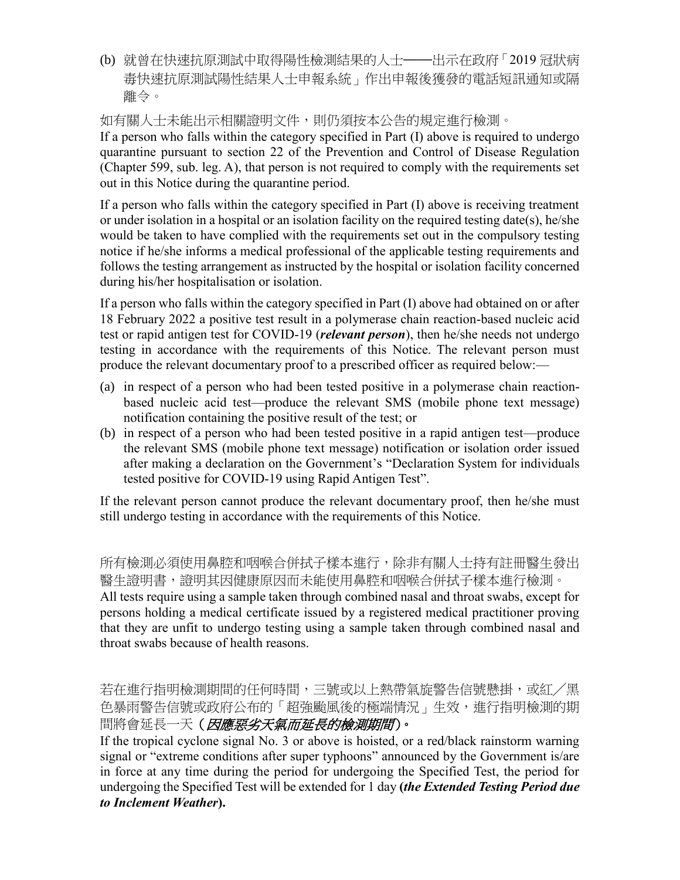(b) 就曾在快速抗原測試中取得陽性檢測結果的人士——出示在政府「2019 冠狀病毒快速抗原測試陽性結果人士申報系統」作出申報後獲發的電話短訊通知或隔離令。

如有關人士未能出示相關證明文件，則仍須按本公告的規定進行檢測。

If a person who falls within the category specified in Part (I) above is required to undergo quarantine pursuant to section 22 of the Prevention and Control of Disease Regulation (Chapter 599, sub. leg. A), that person is not required to comply with the requirements set out in this Notice during the quarantine period.

If a person who falls within the category specified in Part (I) above is receiving treatment or under isolation in a hospital or an isolation facility on the required testing date(s), he/she would be taken to have complied with the requirements set out in the compulsory testing notice if he/she informs a medical professional of the applicable testing requirements and follows the testing arrangement as instructed by the hospital or isolation facility concerned during his/her hospitalisation or isolation.

If a person who falls within the category specified in Part (I) above had obtained on or after 18 February 2022 a positive test result in a polymerase chain reaction-based nucleic acid test or rapid antigen test for COVID-19 (***relevant person***), then he/she needs not undergo testing in accordance with the requirements of this Notice. The relevant person must produce the relevant documentary proof to a prescribed officer as required below:—

(a) in respect of a person who had been tested positive in a polymerase chain reaction-based nucleic acid test—produce the relevant SMS (mobile phone text message) notification containing the positive result of the test; or
(b) in respect of a person who had been tested positive in a rapid antigen test—produce the relevant SMS (mobile phone text message) notification or isolation order issued after making a declaration on the Government's "Declaration System for individuals tested positive for COVID-19 using Rapid Antigen Test".

If the relevant person cannot produce the relevant documentary proof, then he/she must still undergo testing in accordance with the requirements of this Notice.

所有檢測必須使用鼻腔和咽喉合併拭子樣本進行，除非有關人士持有註冊醫生發出醫生證明書，證明其因健康原因而未能使用鼻腔和咽喉合併拭子樣本進行檢測。

All tests require using a sample taken through combined nasal and throat swabs, except for persons holding a medical certificate issued by a registered medical practitioner proving that they are unfit to undergo testing using a sample taken through combined nasal and throat swabs because of health reasons.

若在進行指明檢測期間的任何時間，三號或以上熱帶氣旋警告信號懸掛，或紅／黑色暴雨警告信號或政府公布的「超強颱風後的極端情況」生效，進行指明檢測的期間將會延長一天（***因應惡劣天氣而延長的檢測期間***）。

If the tropical cyclone signal No. 3 or above is hoisted, or a red/black rainstorm warning signal or "extreme conditions after super typhoons" announced by the Government is/are in force at any time during the period for undergoing the Specified Test, the period for undergoing the Specified Test will be extended for 1 day **(*the Extended Testing Period due to Inclement Weather*).**